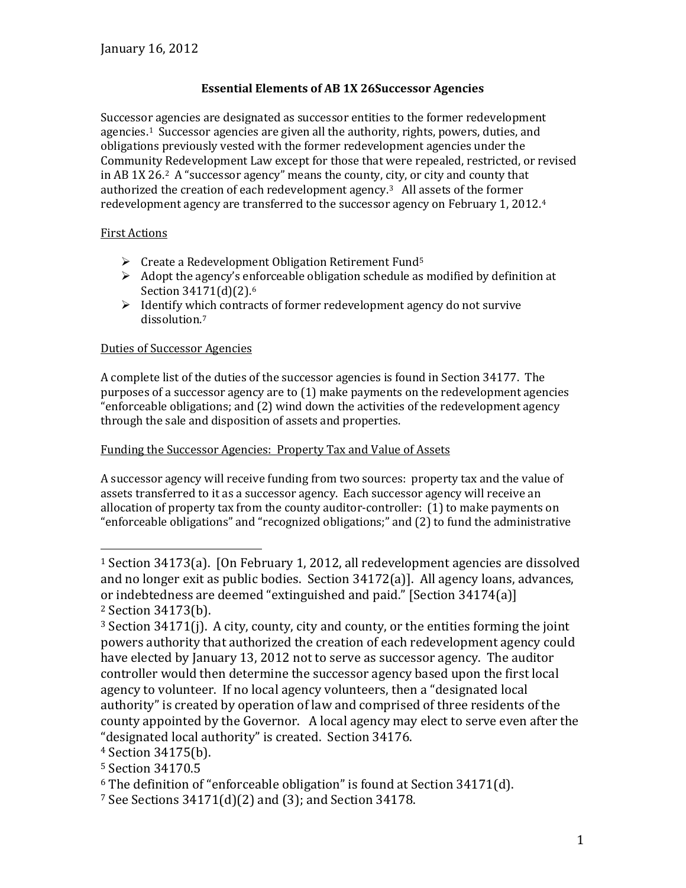January 16, 2012

**Essential Elements of AB 1X 26Successor Agencies**

Successor agencies are designated as successor entities to the former redevelopment agencies.[1] Successor agencies are given all the authority, rights, powers, duties, and obligations previously vested with the former redevelopment agencies under the Community Redevelopment Law except for those that were repealed, restricted, or revised in AB 1X 26.[2] A "successor agency" means the county, city, or city and county that authorized the creation of each redevelopment agency.[3] All assets of the former redevelopment agency are transferred to the successor agency on February 1, 2012.[4]

First Actions

- Create a Redevelopment Obligation Retirement Fund[5]
- Adopt the agency's enforceable obligation schedule as modified by definition at Section 34171(d)(2).[6]
- Identify which contracts of former redevelopment agency do not survive dissolution.[7]

Duties of Successor Agencies

A complete list of the duties of the successor agencies is found in Section 34177. The purposes of a successor agency are to (1) make payments on the redevelopment agencies "enforceable obligations; and (2) wind down the activities of the redevelopment agency through the sale and disposition of assets and properties.

Funding the Successor Agencies: Property Tax and Value of Assets

A successor agency will receive funding from two sources: property tax and the value of assets transferred to it as a successor agency. Each successor agency will receive an allocation of property tax from the county auditor-controller: (1) to make payments on "enforceable obligations" and "recognized obligations;" and (2) to fund the administrative

---

[1] Section 34173(a). [On February 1, 2012, all redevelopment agencies are dissolved and no longer exit as public bodies. Section 34172(a)]. All agency loans, advances, or indebtedness are deemed "extinguished and paid." [Section 34174(a)]

[2] Section 34173(b).

[3] Section 34171(j). A city, county, city and county, or the entities forming the joint powers authority that authorized the creation of each redevelopment agency could have elected by January 13, 2012 not to serve as successor agency. The auditor controller would then determine the successor agency based upon the first local agency to volunteer. If no local agency volunteers, then a "designated local authority" is created by operation of law and comprised of three residents of the county appointed by the Governor. A local agency may elect to serve even after the "designated local authority" is created. Section 34176.

[4] Section 34175(b).

[5] Section 34170.5

[6] The definition of "enforceable obligation" is found at Section 34171(d).

[7] See Sections 34171(d)(2) and (3); and Section 34178.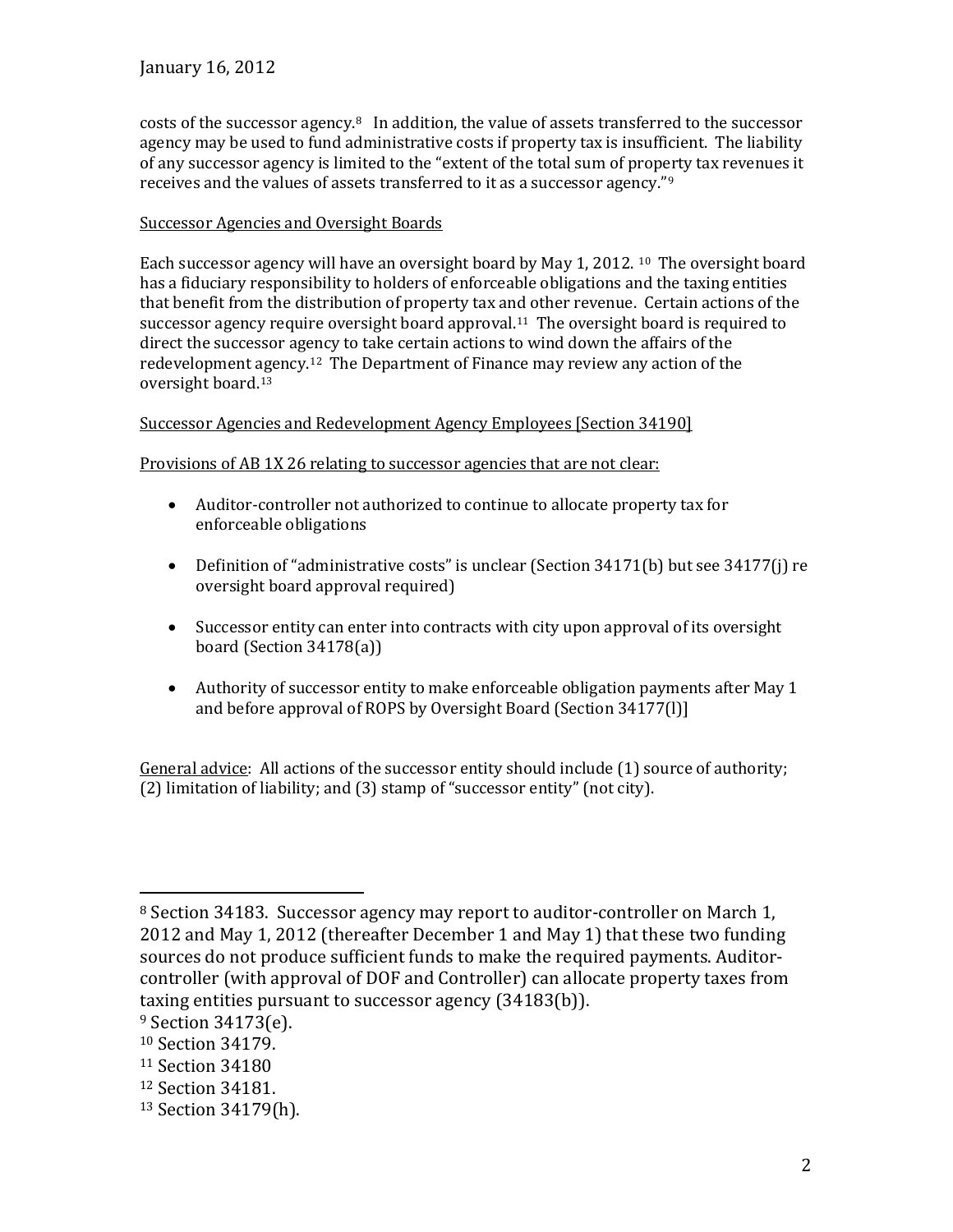costs of the successor agency.[8] In addition, the value of assets transferred to the successor agency may be used to fund administrative costs if property tax is insufficient. The liability of any successor agency is limited to the "extent of the total sum of property tax revenues it receives and the values of assets transferred to it as a successor agency."[9]

Successor Agencies and Oversight Boards

Each successor agency will have an oversight board by May 1, 2012. [10] The oversight board has a fiduciary responsibility to holders of enforceable obligations and the taxing entities that benefit from the distribution of property tax and other revenue. Certain actions of the successor agency require oversight board approval.[11] The oversight board is required to direct the successor agency to take certain actions to wind down the affairs of the redevelopment agency.[12] The Department of Finance may review any action of the oversight board.[13]

Successor Agencies and Redevelopment Agency Employees [Section 34190]

Provisions of AB 1X 26 relating to successor agencies that are not clear:

- Auditor-controller not authorized to continue to allocate property tax for enforceable obligations
- Definition of "administrative costs" is unclear (Section 34171(b) but see 34177(j) re oversight board approval required)
- Successor entity can enter into contracts with city upon approval of its oversight board (Section 34178(a))
- Authority of successor entity to make enforceable obligation payments after May 1 and before approval of ROPS by Oversight Board (Section 34177(l)]

General advice: All actions of the successor entity should include (1) source of authority; (2) limitation of liability; and (3) stamp of "successor entity" (not city).

---

[8] Section 34183. Successor agency may report to auditor-controller on March 1, 2012 and May 1, 2012 (thereafter December 1 and May 1) that these two funding sources do not produce sufficient funds to make the required payments. Auditor-controller (with approval of DOF and Controller) can allocate property taxes from taxing entities pursuant to successor agency (34183(b)).

[9] Section 34173(e).

[10] Section 34179.

[11] Section 34180

[12] Section 34181.

[13] Section 34179(h).